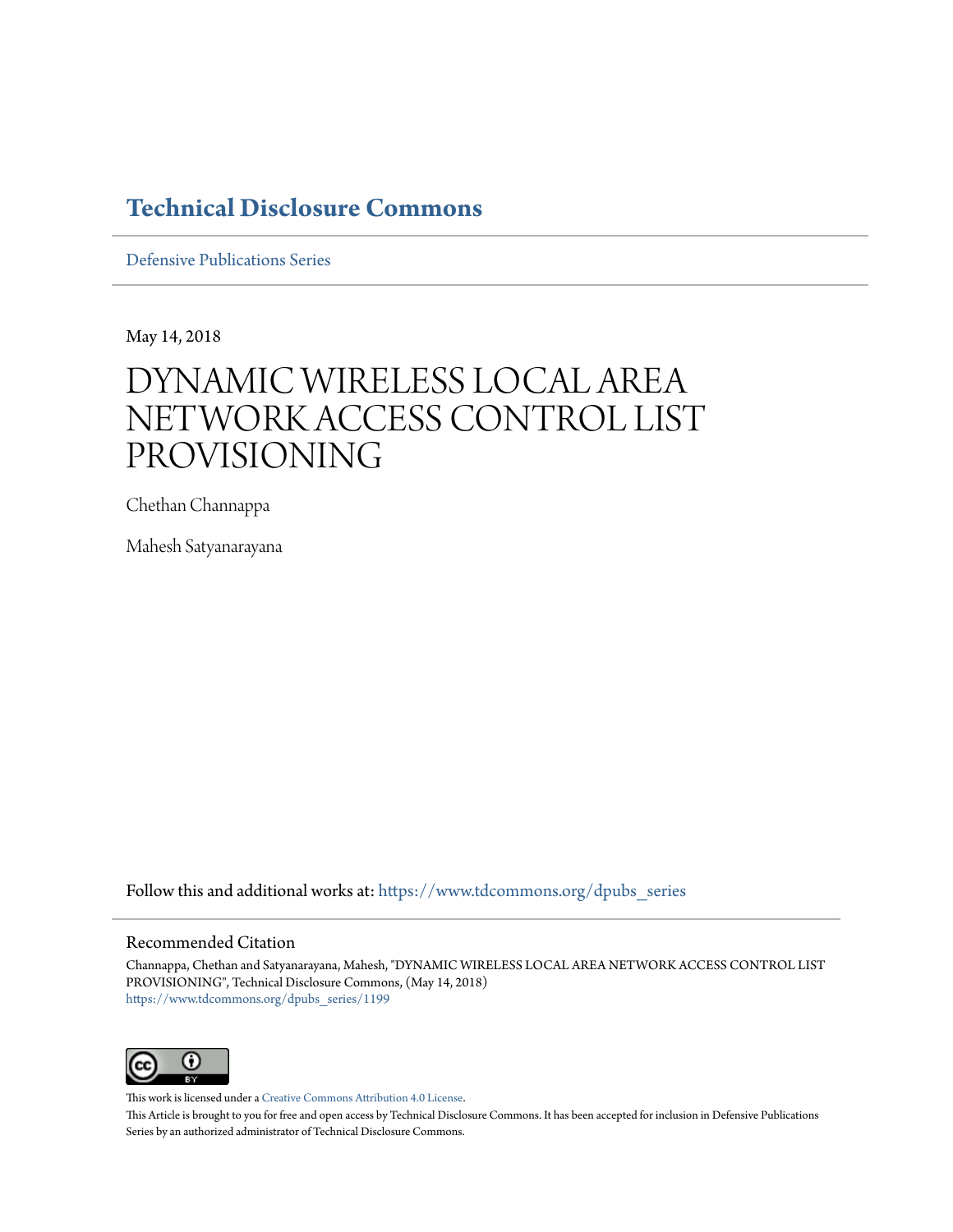# Technical Disclosure Commons

Defensive Publications Series

May 14, 2018

# DYNAMIC WIRELESS LOCAL AREA NETWORK ACCESS CONTROL LIST PROVISIONING

Chethan Channappa

Mahesh Satyanarayana

Follow this and additional works at: https://www.tdcommons.org/dpubs_series

## Recommended Citation

Channappa, Chethan and Satyanarayana, Mahesh, "DYNAMIC WIRELESS LOCAL AREA NETWORK ACCESS CONTROL LIST PROVISIONING", Technical Disclosure Commons, (May 14, 2018)
https://www.tdcommons.org/dpubs_series/1199

This work is licensed under a Creative Commons Attribution 4.0 License.

This Article is brought to you for free and open access by Technical Disclosure Commons. It has been accepted for inclusion in Defensive Publications Series by an authorized administrator of Technical Disclosure Commons.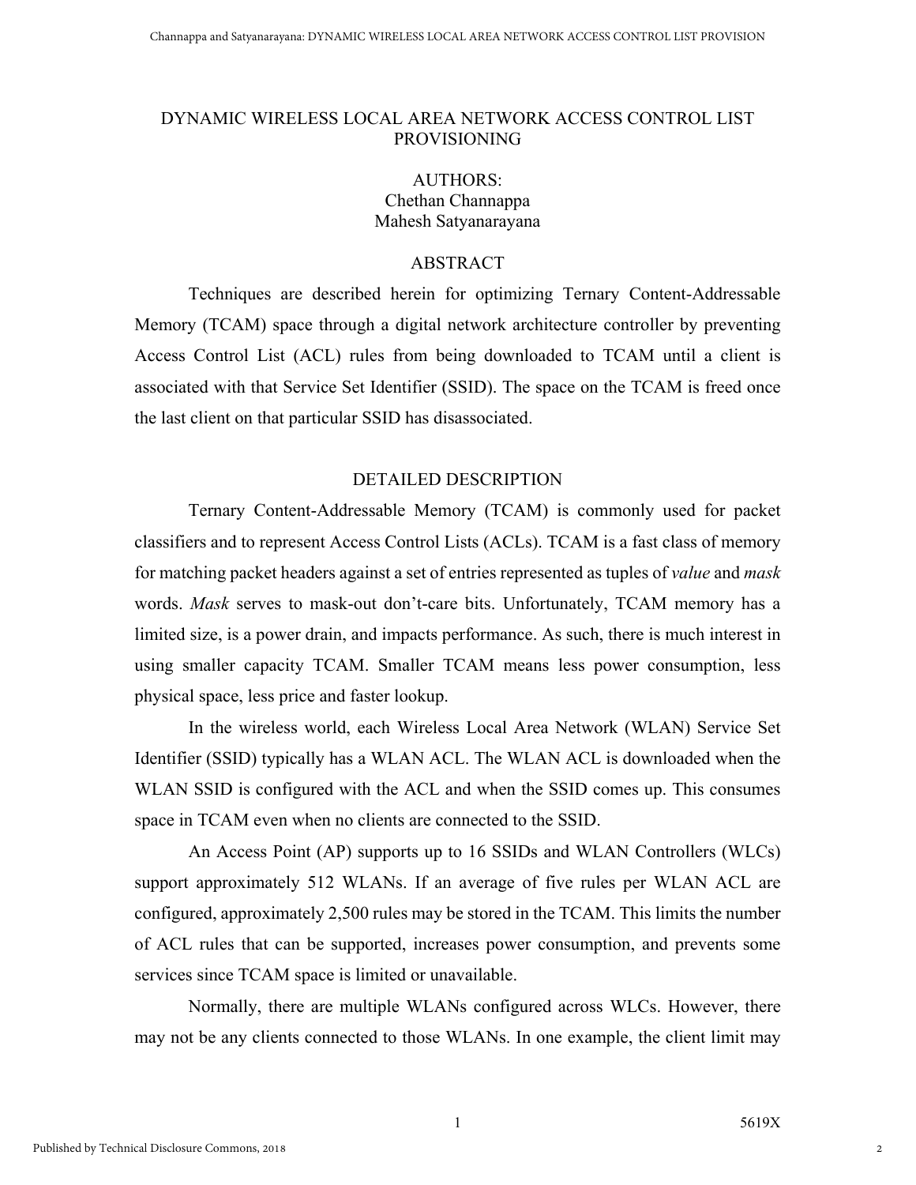# DYNAMIC WIRELESS LOCAL AREA NETWORK ACCESS CONTROL LIST PROVISIONING

AUTHORS:
Chethan Channappa
Mahesh Satyanarayana

## ABSTRACT

Techniques are described herein for optimizing Ternary Content-Addressable Memory (TCAM) space through a digital network architecture controller by preventing Access Control List (ACL) rules from being downloaded to TCAM until a client is associated with that Service Set Identifier (SSID). The space on the TCAM is freed once the last client on that particular SSID has disassociated.

## DETAILED DESCRIPTION

Ternary Content-Addressable Memory (TCAM) is commonly used for packet classifiers and to represent Access Control Lists (ACLs). TCAM is a fast class of memory for matching packet headers against a set of entries represented as tuples of *value* and *mask* words. *Mask* serves to mask-out don't-care bits. Unfortunately, TCAM memory has a limited size, is a power drain, and impacts performance. As such, there is much interest in using smaller capacity TCAM. Smaller TCAM means less power consumption, less physical space, less price and faster lookup.

In the wireless world, each Wireless Local Area Network (WLAN) Service Set Identifier (SSID) typically has a WLAN ACL. The WLAN ACL is downloaded when the WLAN SSID is configured with the ACL and when the SSID comes up. This consumes space in TCAM even when no clients are connected to the SSID.

An Access Point (AP) supports up to 16 SSIDs and WLAN Controllers (WLCs) support approximately 512 WLANs. If an average of five rules per WLAN ACL are configured, approximately 2,500 rules may be stored in the TCAM. This limits the number of ACL rules that can be supported, increases power consumption, and prevents some services since TCAM space is limited or unavailable.

Normally, there are multiple WLANs configured across WLCs. However, there may not be any clients connected to those WLANs. In one example, the client limit may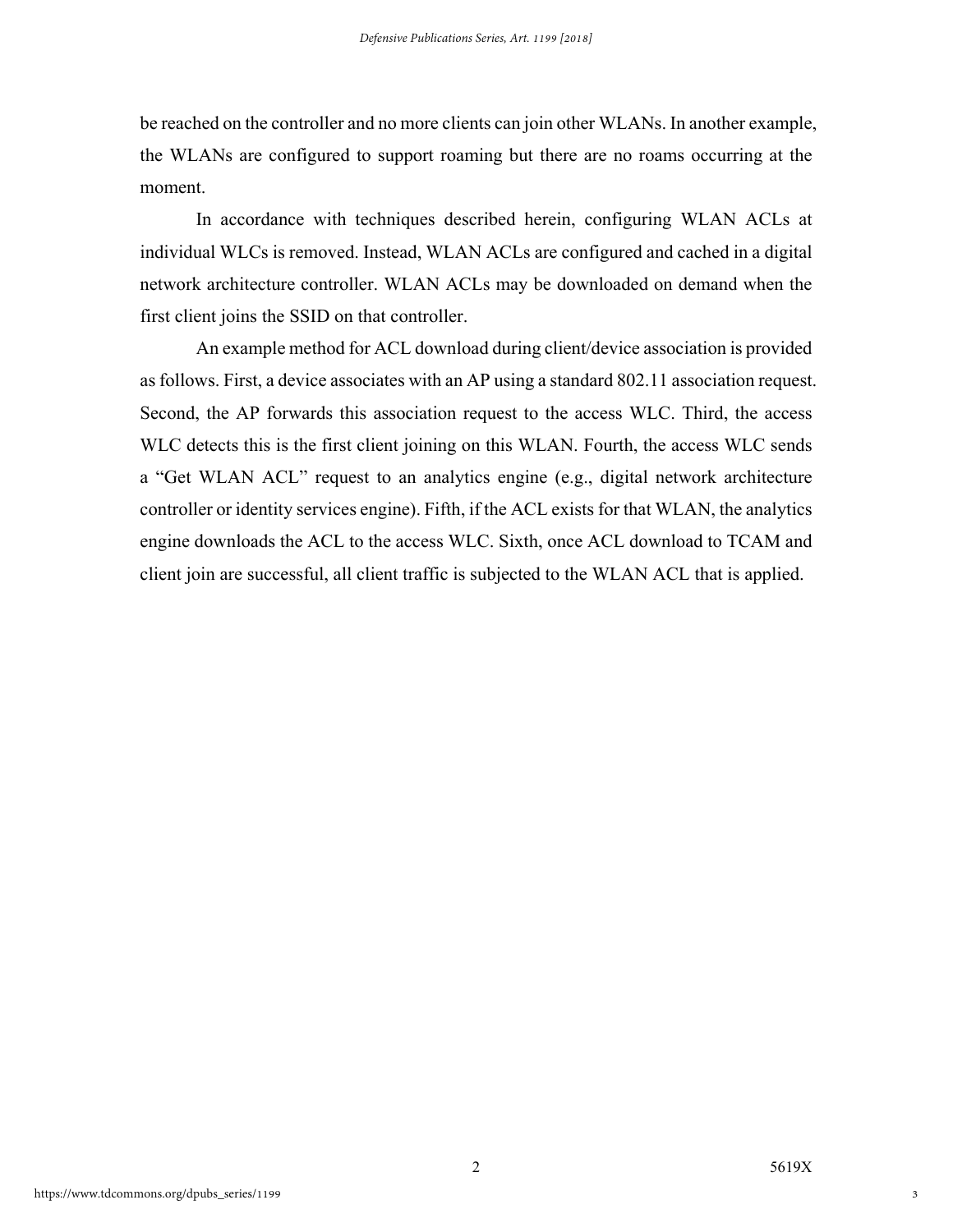be reached on the controller and no more clients can join other WLANs. In another example, the WLANs are configured to support roaming but there are no roams occurring at the moment.

In accordance with techniques described herein, configuring WLAN ACLs at individual WLCs is removed. Instead, WLAN ACLs are configured and cached in a digital network architecture controller. WLAN ACLs may be downloaded on demand when the first client joins the SSID on that controller.

An example method for ACL download during client/device association is provided as follows. First, a device associates with an AP using a standard 802.11 association request. Second, the AP forwards this association request to the access WLC. Third, the access WLC detects this is the first client joining on this WLAN. Fourth, the access WLC sends a "Get WLAN ACL" request to an analytics engine (e.g., digital network architecture controller or identity services engine). Fifth, if the ACL exists for that WLAN, the analytics engine downloads the ACL to the access WLC. Sixth, once ACL download to TCAM and client join are successful, all client traffic is subjected to the WLAN ACL that is applied.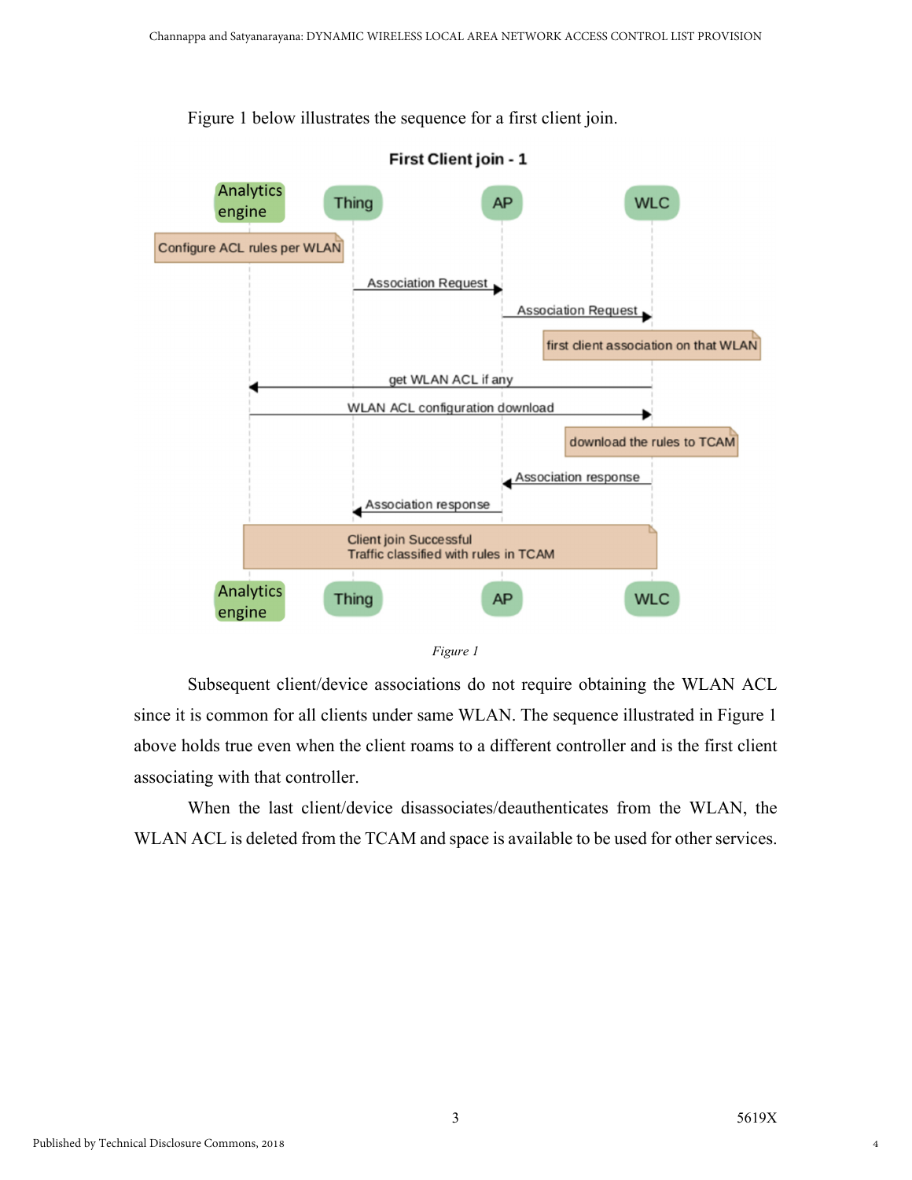Figure 1 below illustrates the sequence for a first client join.

**First Client join - 1**

*Figure 1*

Subsequent client/device associations do not require obtaining the WLAN ACL since it is common for all clients under same WLAN. The sequence illustrated in Figure 1 above holds true even when the client roams to a different controller and is the first client associating with that controller.

When the last client/device disassociates/deauthenticates from the WLAN, the WLAN ACL is deleted from the TCAM and space is available to be used for other services.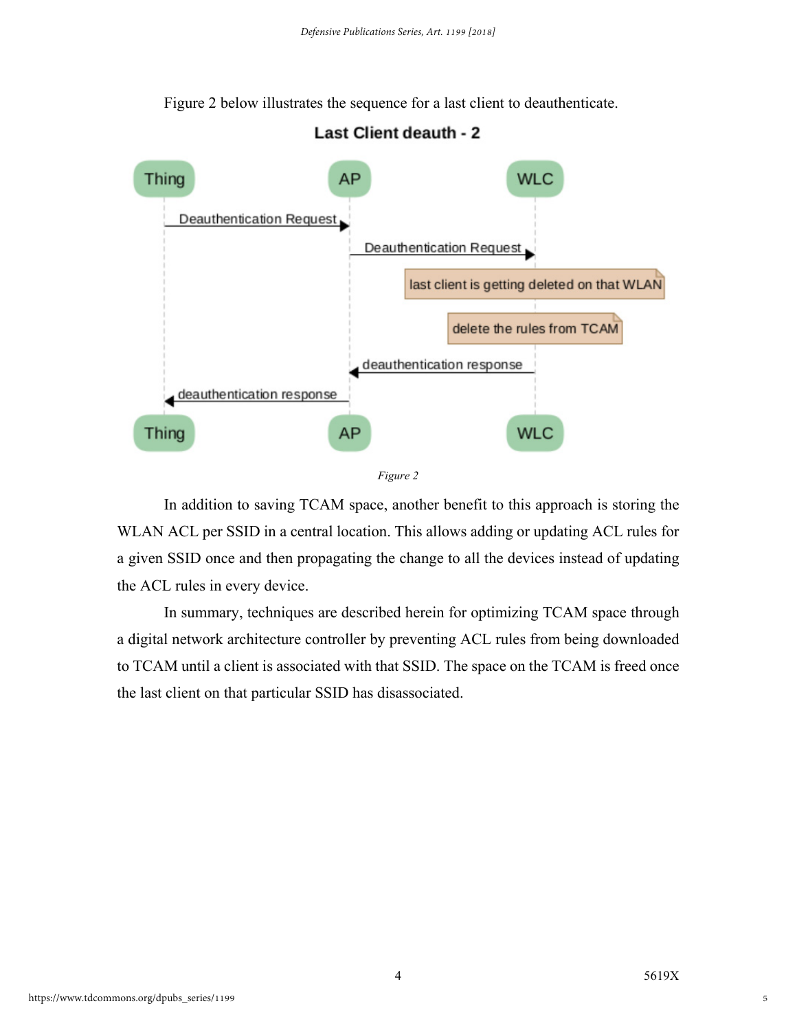Figure 2 below illustrates the sequence for a last client to deauthenticate.

Last Client deauth - 2

Thing

AP

WLC

Deauthentication Request

Deauthentication Request

last client is getting deleted on that WLAN

delete the rules from TCAM

deauthentication response

deauthentication response

Thing

AP

WLC

*Figure 2*

In addition to saving TCAM space, another benefit to this approach is storing the WLAN ACL per SSID in a central location. This allows adding or updating ACL rules for a given SSID once and then propagating the change to all the devices instead of updating the ACL rules in every device.

In summary, techniques are described herein for optimizing TCAM space through a digital network architecture controller by preventing ACL rules from being downloaded to TCAM until a client is associated with that SSID. The space on the TCAM is freed once the last client on that particular SSID has disassociated.